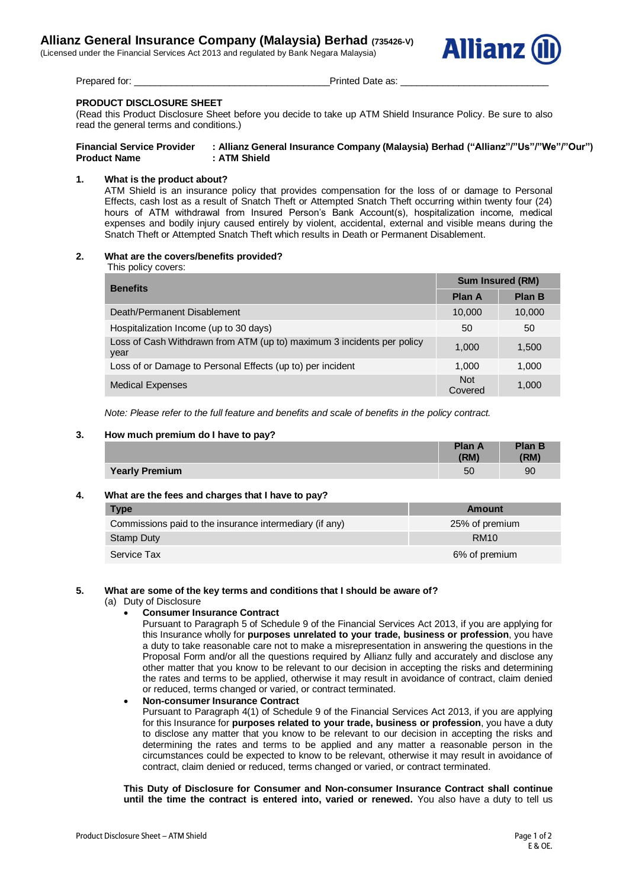**Allianz General Insurance Company (Malaysia) Berhad (735426-V)**
(Licensed under the Financial Services Act 2013 and regulated by Bank Negara Malaysia)

Prepared for: ______________________________ Printed Date as: ________________________

## PRODUCT DISCLOSURE SHEET

(Read this Product Disclosure Sheet before you decide to take up ATM Shield Insurance Policy. Be sure to also read the general terms and conditions.)

**Financial Service Provider : Allianz General Insurance Company (Malaysia) Berhad ("Allianz"/"Us"/"We"/"Our")**
**Product Name : ATM Shield**

### 1. What is the product about?

ATM Shield is an insurance policy that provides compensation for the loss of or damage to Personal Effects, cash lost as a result of Snatch Theft or Attempted Snatch Theft occurring within twenty four (24) hours of ATM withdrawal from Insured Person's Bank Account(s), hospitalization income, medical expenses and bodily injury caused entirely by violent, accidental, external and visible means during the Snatch Theft or Attempted Snatch Theft which results in Death or Permanent Disablement.

### 2. What are the covers/benefits provided?

This policy covers:

| Benefits | Sum Insured (RM) | |
|---|---|---|
| | **Plan A** | **Plan B** |
| Death/Permanent Disablement | 10,000 | 10,000 |
| Hospitalization Income (up to 30 days) | 50 | 50 |
| Loss of Cash Withdrawn from ATM (up to) maximum 3 incidents per policy year | 1,000 | 1,500 |
| Loss of or Damage to Personal Effects (up to) per incident | 1,000 | 1,000 |
| Medical Expenses | Not Covered | 1,000 |

*Note: Please refer to the full feature and benefits and scale of benefits in the policy contract.*

### 3. How much premium do I have to pay?

| | Plan A (RM) | Plan B (RM) |
|---|---|---|
| **Yearly Premium** | 50 | 90 |

### 4. What are the fees and charges that I have to pay?

| Type | Amount |
|---|---|
| Commissions paid to the insurance intermediary (if any) | 25% of premium |
| Stamp Duty | RM10 |
| Service Tax | 6% of premium |

### 5. What are some of the key terms and conditions that I should be aware of?

(a) Duty of Disclosure

- **Consumer Insurance Contract**
  Pursuant to Paragraph 5 of Schedule 9 of the Financial Services Act 2013, if you are applying for this Insurance wholly for **purposes unrelated to your trade, business or profession**, you have a duty to take reasonable care not to make a misrepresentation in answering the questions in the Proposal Form and/or all the questions required by Allianz fully and accurately and disclose any other matter that you know to be relevant to our decision in accepting the risks and determining the rates and terms to be applied, otherwise it may result in avoidance of contract, claim denied or reduced, terms changed or varied, or contract terminated.
- **Non-consumer Insurance Contract**
  Pursuant to Paragraph 4(1) of Schedule 9 of the Financial Services Act 2013, if you are applying for this Insurance for **purposes related to your trade, business or profession**, you have a duty to disclose any matter that you know to be relevant to our decision in accepting the risks and determining the rates and terms to be applied and any matter a reasonable person in the circumstances could be expected to know to be relevant, otherwise it may result in avoidance of contract, claim denied or reduced, terms changed or varied, or contract terminated.

**This Duty of Disclosure for Consumer and Non-consumer Insurance Contract shall continue until the time the contract is entered into, varied or renewed.** You also have a duty to tell us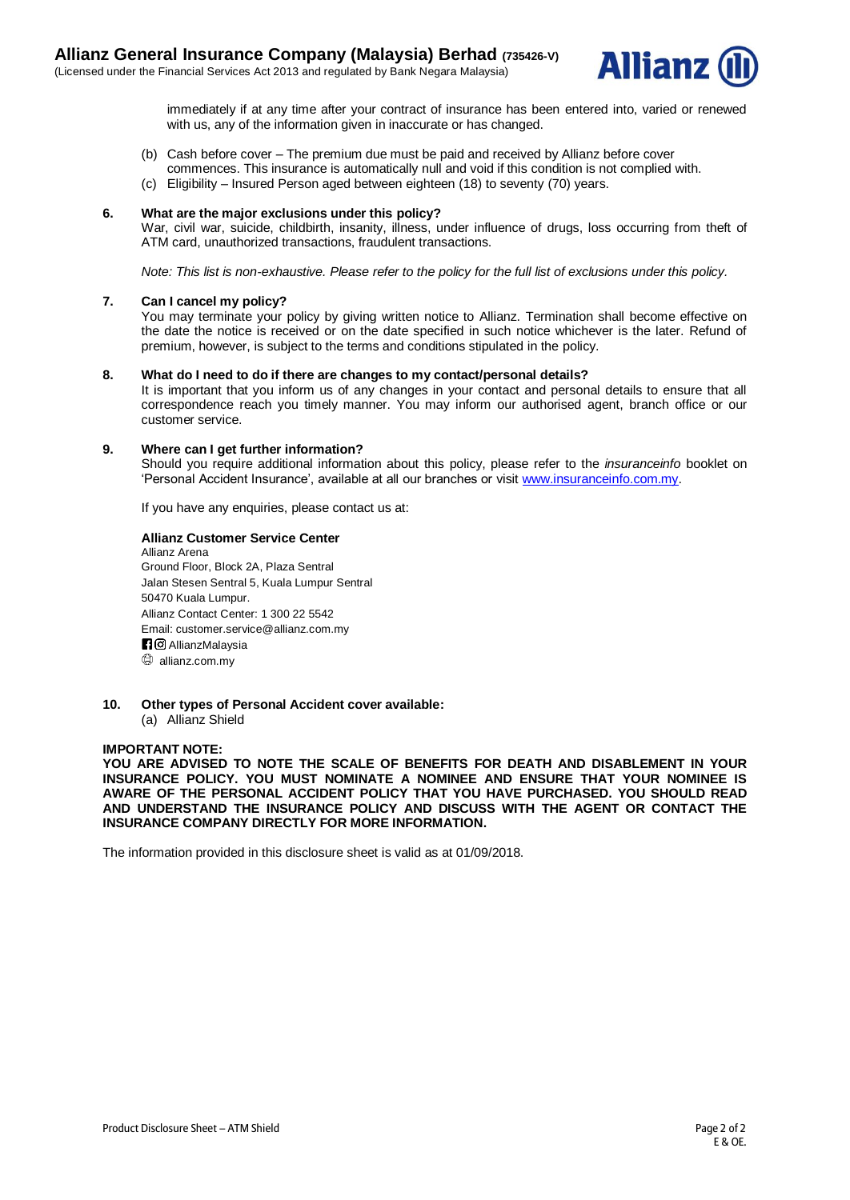immediately if at any time after your contract of insurance has been entered into, varied or renewed with us, any of the information given in inaccurate or has changed.

(b) Cash before cover – The premium due must be paid and received by Allianz before cover commences. This insurance is automatically null and void if this condition is not complied with.
(c) Eligibility – Insured Person aged between eighteen (18) to seventy (70) years.

**6. What are the major exclusions under this policy?**

War, civil war, suicide, childbirth, insanity, illness, under influence of drugs, loss occurring from theft of ATM card, unauthorized transactions, fraudulent transactions.

*Note: This list is non-exhaustive. Please refer to the policy for the full list of exclusions under this policy.*

**7. Can I cancel my policy?**

You may terminate your policy by giving written notice to Allianz. Termination shall become effective on the date the notice is received or on the date specified in such notice whichever is the later. Refund of premium, however, is subject to the terms and conditions stipulated in the policy.

**8. What do I need to do if there are changes to my contact/personal details?**

It is important that you inform us of any changes in your contact and personal details to ensure that all correspondence reach you timely manner. You may inform our authorised agent, branch office or our customer service.

**9. Where can I get further information?**

Should you require additional information about this policy, please refer to the *insuranceinfo* booklet on 'Personal Accident Insurance', available at all our branches or visit www.insuranceinfo.com.my.

If you have any enquiries, please contact us at:

**Allianz Customer Service Center**
Allianz Arena
Ground Floor, Block 2A, Plaza Sentral
Jalan Stesen Sentral 5, Kuala Lumpur Sentral
50470 Kuala Lumpur.
Allianz Contact Center: 1 300 22 5542
Email: customer.service@allianz.com.my
AllianzMalaysia
allianz.com.my

**10. Other types of Personal Accident cover available:**

(a) Allianz Shield

**IMPORTANT NOTE:**

**YOU ARE ADVISED TO NOTE THE SCALE OF BENEFITS FOR DEATH AND DISABLEMENT IN YOUR INSURANCE POLICY. YOU MUST NOMINATE A NOMINEE AND ENSURE THAT YOUR NOMINEE IS AWARE OF THE PERSONAL ACCIDENT POLICY THAT YOU HAVE PURCHASED. YOU SHOULD READ AND UNDERSTAND THE INSURANCE POLICY AND DISCUSS WITH THE AGENT OR CONTACT THE INSURANCE COMPANY DIRECTLY FOR MORE INFORMATION.**

The information provided in this disclosure sheet is valid as at 01/09/2018.

E & OE.